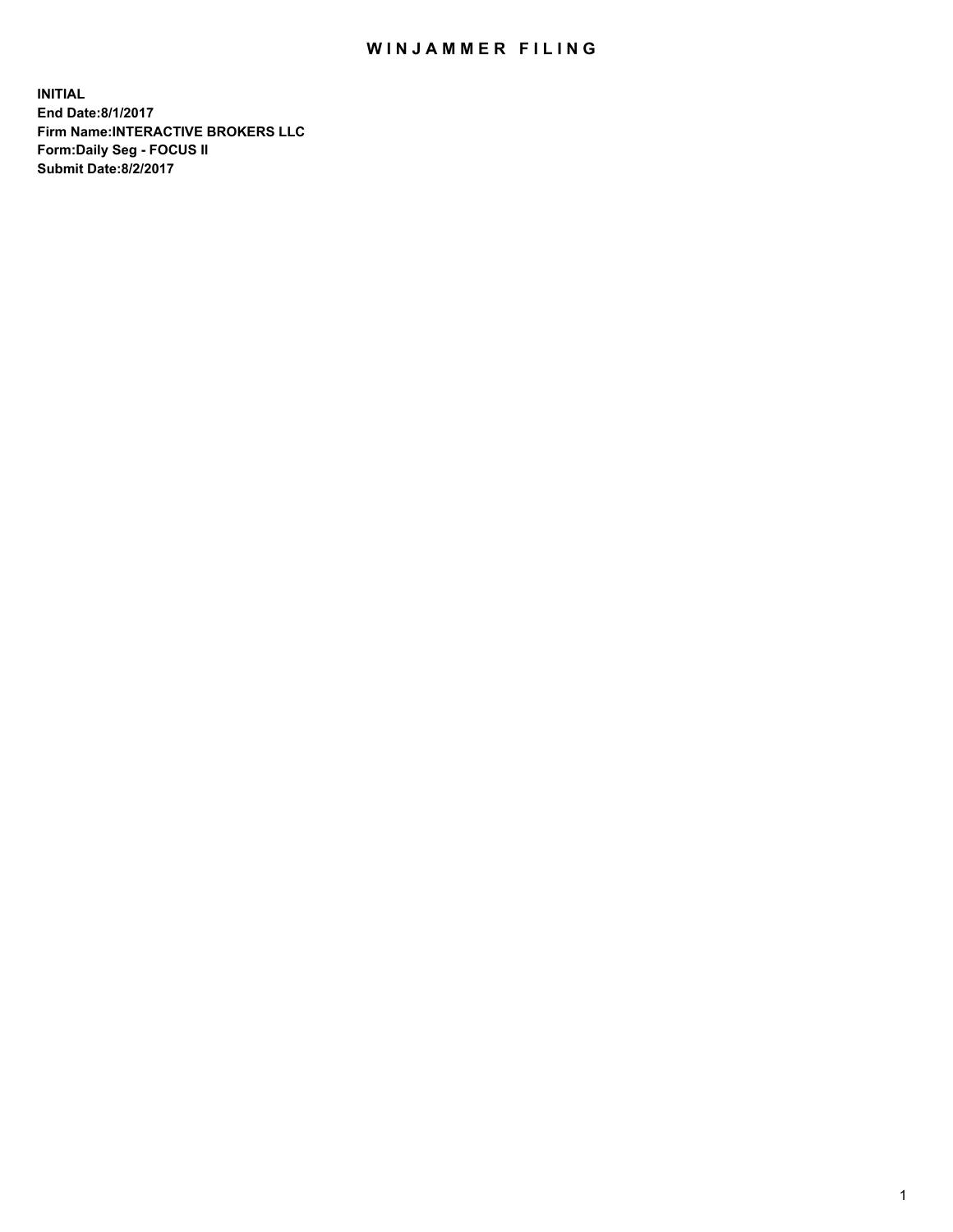# WINJAMMER FILING

**INITIAL**
**End Date:8/1/2017**
**Firm Name:INTERACTIVE BROKERS LLC**
**Form:Daily Seg - FOCUS II**
**Submit Date:8/2/2017**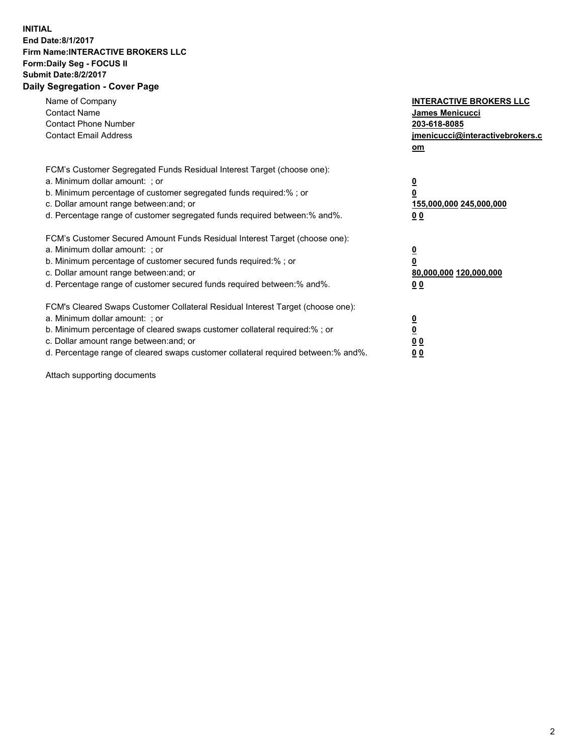**INITIAL**
**End Date:8/1/2017**
**Firm Name:INTERACTIVE BROKERS LLC**
**Form:Daily Seg - FOCUS II**
**Submit Date:8/2/2017**

## Daily Segregation - Cover Page

| | |
|---|---|
| Name of Company | **INTERACTIVE BROKERS LLC** |
| Contact Name | **James Menicucci** |
| Contact Phone Number | **203-618-8085** |
| Contact Email Address | **jmenicucci@interactivebrokers.com** |

FCM's Customer Segregated Funds Residual Interest Target (choose one):

| | |
|---|---|
| a. Minimum dollar amount: ; or | **0** |
| b. Minimum percentage of customer segregated funds required:% ; or | **0** |
| c. Dollar amount range between:and; or | **155,000,000 245,000,000** |
| d. Percentage range of customer segregated funds required between:% and%. | **0 0** |

FCM's Customer Secured Amount Funds Residual Interest Target (choose one):

| | |
|---|---|
| a. Minimum dollar amount: ; or | **0** |
| b. Minimum percentage of customer secured funds required:% ; or | **0** |
| c. Dollar amount range between:and; or | **80,000,000 120,000,000** |
| d. Percentage range of customer secured funds required between:% and%. | **0 0** |

FCM's Cleared Swaps Customer Collateral Residual Interest Target (choose one):

| | |
|---|---|
| a. Minimum dollar amount: ; or | **0** |
| b. Minimum percentage of cleared swaps customer collateral required:% ; or | **0** |
| c. Dollar amount range between:and; or | **0 0** |
| d. Percentage range of cleared swaps customer collateral required between:% and%. | **0 0** |

Attach supporting documents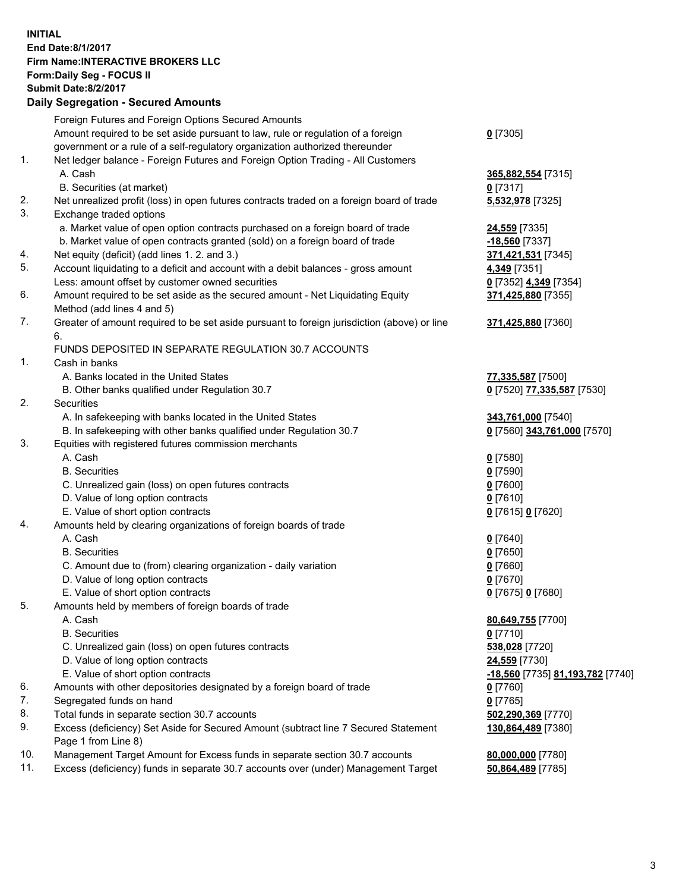**INITIAL**
**End Date:8/1/2017**
**Firm Name:INTERACTIVE BROKERS LLC**
**Form:Daily Seg - FOCUS II**
**Submit Date:8/2/2017**
**Daily Segregation - Secured Amounts**

| | | |
|---|---|---|
| | Foreign Futures and Foreign Options Secured Amounts | |
| | Amount required to be set aside pursuant to law, rule or regulation of a foreign government or a rule of a self-regulatory organization authorized thereunder | **0** [7305] |
| 1. | Net ledger balance - Foreign Futures and Foreign Option Trading - All Customers | |
| | A. Cash | **365,882,554** [7315] |
| | B. Securities (at market) | **0** [7317] |
| 2. | Net unrealized profit (loss) in open futures contracts traded on a foreign board of trade | **5,532,978** [7325] |
| 3. | Exchange traded options | |
| | a. Market value of open option contracts purchased on a foreign board of trade | **24,559** [7335] |
| | b. Market value of open contracts granted (sold) on a foreign board of trade | **-18,560** [7337] |
| 4. | Net equity (deficit) (add lines 1. 2. and 3.) | **371,421,531** [7345] |
| 5. | Account liquidating to a deficit and account with a debit balances - gross amount | **4,349** [7351] |
| | Less: amount offset by customer owned securities | **0** [7352] **4,349** [7354] |
| 6. | Amount required to be set aside as the secured amount - Net Liquidating Equity Method (add lines 4 and 5) | **371,425,880** [7355] |
| 7. | Greater of amount required to be set aside pursuant to foreign jurisdiction (above) or line 6. | **371,425,880** [7360] |
| | FUNDS DEPOSITED IN SEPARATE REGULATION 30.7 ACCOUNTS | |
| 1. | Cash in banks | |
| | A. Banks located in the United States | **77,335,587** [7500] |
| | B. Other banks qualified under Regulation 30.7 | **0** [7520] **77,335,587** [7530] |
| 2. | Securities | |
| | A. In safekeeping with banks located in the United States | **343,761,000** [7540] |
| | B. In safekeeping with other banks qualified under Regulation 30.7 | **0** [7560] **343,761,000** [7570] |
| 3. | Equities with registered futures commission merchants | |
| | A. Cash | **0** [7580] |
| | B. Securities | **0** [7590] |
| | C. Unrealized gain (loss) on open futures contracts | **0** [7600] |
| | D. Value of long option contracts | **0** [7610] |
| | E. Value of short option contracts | **0** [7615] **0** [7620] |
| 4. | Amounts held by clearing organizations of foreign boards of trade | |
| | A. Cash | **0** [7640] |
| | B. Securities | **0** [7650] |
| | C. Amount due to (from) clearing organization - daily variation | **0** [7660] |
| | D. Value of long option contracts | **0** [7670] |
| | E. Value of short option contracts | **0** [7675] **0** [7680] |
| 5. | Amounts held by members of foreign boards of trade | |
| | A. Cash | **80,649,755** [7700] |
| | B. Securities | **0** [7710] |
| | C. Unrealized gain (loss) on open futures contracts | **538,028** [7720] |
| | D. Value of long option contracts | **24,559** [7730] |
| | E. Value of short option contracts | **-18,560** [7735] **81,193,782** [7740] |
| 6. | Amounts with other depositories designated by a foreign board of trade | **0** [7760] |
| 7. | Segregated funds on hand | **0** [7765] |
| 8. | Total funds in separate section 30.7 accounts | **502,290,369** [7770] |
| 9. | Excess (deficiency) Set Aside for Secured Amount (subtract line 7 Secured Statement Page 1 from Line 8) | **130,864,489** [7380] |
| 10. | Management Target Amount for Excess funds in separate section 30.7 accounts | **80,000,000** [7780] |
| 11. | Excess (deficiency) funds in separate 30.7 accounts over (under) Management Target | **50,864,489** [7785] |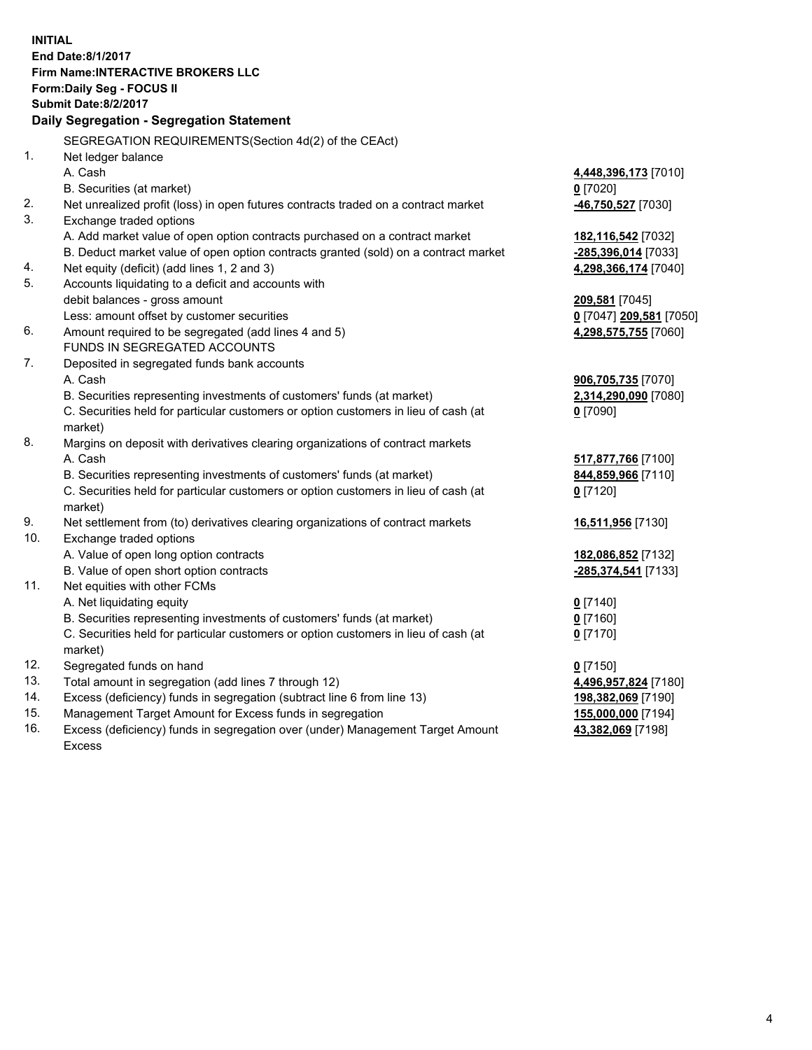**INITIAL**
**End Date:8/1/2017**
**Firm Name:INTERACTIVE BROKERS LLC**
**Form:Daily Seg - FOCUS II**
**Submit Date:8/2/2017**

## Daily Segregation - Segregation Statement

| | | |
|---|---|---|
| | SEGREGATION REQUIREMENTS(Section 4d(2) of the CEAct) | |
| 1. | Net ledger balance | |
| | A. Cash | **4,448,396,173** [7010] |
| | B. Securities (at market) | **0** [7020] |
| 2. | Net unrealized profit (loss) in open futures contracts traded on a contract market | **-46,750,527** [7030] |
| 3. | Exchange traded options | |
| | A. Add market value of open option contracts purchased on a contract market | **182,116,542** [7032] |
| | B. Deduct market value of open option contracts granted (sold) on a contract market | **-285,396,014** [7033] |
| 4. | Net equity (deficit) (add lines 1, 2 and 3) | **4,298,366,174** [7040] |
| 5. | Accounts liquidating to a deficit and accounts with | |
| | debit balances - gross amount | **209,581** [7045] |
| | Less: amount offset by customer securities | **0** [7047] **209,581** [7050] |
| 6. | Amount required to be segregated (add lines 4 and 5) | **4,298,575,755** [7060] |
| | FUNDS IN SEGREGATED ACCOUNTS | |
| 7. | Deposited in segregated funds bank accounts | |
| | A. Cash | **906,705,735** [7070] |
| | B. Securities representing investments of customers' funds (at market) | **2,314,290,090** [7080] |
| | C. Securities held for particular customers or option customers in lieu of cash (at market) | **0** [7090] |
| 8. | Margins on deposit with derivatives clearing organizations of contract markets | |
| | A. Cash | **517,877,766** [7100] |
| | B. Securities representing investments of customers' funds (at market) | **844,859,966** [7110] |
| | C. Securities held for particular customers or option customers in lieu of cash (at market) | **0** [7120] |
| 9. | Net settlement from (to) derivatives clearing organizations of contract markets | **16,511,956** [7130] |
| 10. | Exchange traded options | |
| | A. Value of open long option contracts | **182,086,852** [7132] |
| | B. Value of open short option contracts | **-285,374,541** [7133] |
| 11. | Net equities with other FCMs | |
| | A. Net liquidating equity | **0** [7140] |
| | B. Securities representing investments of customers' funds (at market) | **0** [7160] |
| | C. Securities held for particular customers or option customers in lieu of cash (at market) | **0** [7170] |
| 12. | Segregated funds on hand | **0** [7150] |
| 13. | Total amount in segregation (add lines 7 through 12) | **4,496,957,824** [7180] |
| 14. | Excess (deficiency) funds in segregation (subtract line 6 from line 13) | **198,382,069** [7190] |
| 15. | Management Target Amount for Excess funds in segregation | **155,000,000** [7194] |
| 16. | Excess (deficiency) funds in segregation over (under) Management Target Amount Excess | **43,382,069** [7198] |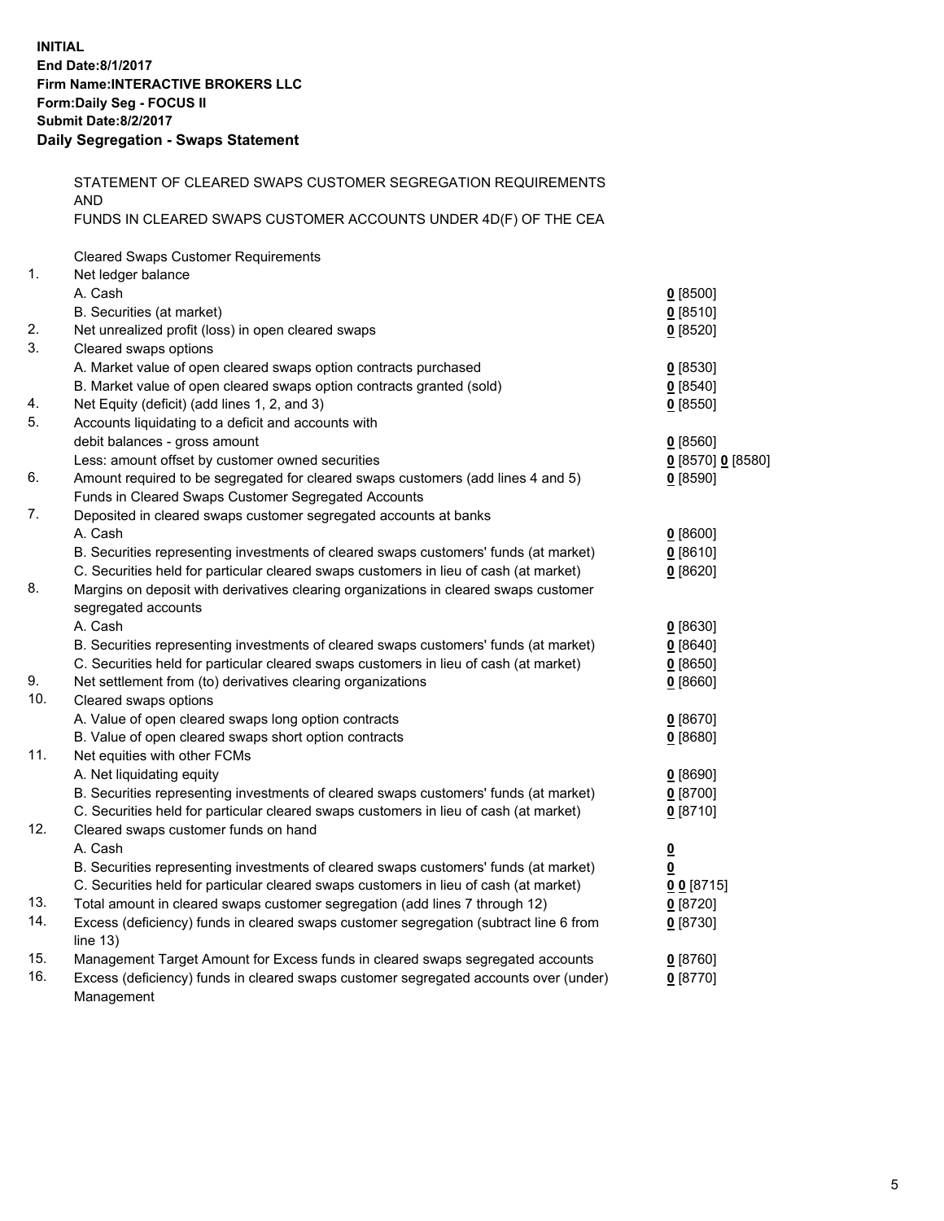**INITIAL**
**End Date:8/1/2017**
**Firm Name:INTERACTIVE BROKERS LLC**
**Form:Daily Seg - FOCUS II**
**Submit Date:8/2/2017**
**Daily Segregation - Swaps Statement**

STATEMENT OF CLEARED SWAPS CUSTOMER SEGREGATION REQUIREMENTS AND FUNDS IN CLEARED SWAPS CUSTOMER ACCOUNTS UNDER 4D(F) OF THE CEA

| | | |
|---|---|---|
| | Cleared Swaps Customer Requirements | |
| 1. | Net ledger balance | |
| | A. Cash | 0 [8500] |
| | B. Securities (at market) | 0 [8510] |
| 2. | Net unrealized profit (loss) in open cleared swaps | 0 [8520] |
| 3. | Cleared swaps options | |
| | A. Market value of open cleared swaps option contracts purchased | 0 [8530] |
| | B. Market value of open cleared swaps option contracts granted (sold) | 0 [8540] |
| 4. | Net Equity (deficit) (add lines 1, 2, and 3) | 0 [8550] |
| 5. | Accounts liquidating to a deficit and accounts with debit balances - gross amount | 0 [8560] |
| | Less: amount offset by customer owned securities | 0 [8570] 0 [8580] |
| 6. | Amount required to be segregated for cleared swaps customers (add lines 4 and 5) | 0 [8590] |
| | Funds in Cleared Swaps Customer Segregated Accounts | |
| 7. | Deposited in cleared swaps customer segregated accounts at banks | |
| | A. Cash | 0 [8600] |
| | B. Securities representing investments of cleared swaps customers' funds (at market) | 0 [8610] |
| | C. Securities held for particular cleared swaps customers in lieu of cash (at market) | 0 [8620] |
| 8. | Margins on deposit with derivatives clearing organizations in cleared swaps customer segregated accounts | |
| | A. Cash | 0 [8630] |
| | B. Securities representing investments of cleared swaps customers' funds (at market) | 0 [8640] |
| | C. Securities held for particular cleared swaps customers in lieu of cash (at market) | 0 [8650] |
| 9. | Net settlement from (to) derivatives clearing organizations | 0 [8660] |
| 10. | Cleared swaps options | |
| | A. Value of open cleared swaps long option contracts | 0 [8670] |
| | B. Value of open cleared swaps short option contracts | 0 [8680] |
| 11. | Net equities with other FCMs | |
| | A. Net liquidating equity | 0 [8690] |
| | B. Securities representing investments of cleared swaps customers' funds (at market) | 0 [8700] |
| | C. Securities held for particular cleared swaps customers in lieu of cash (at market) | 0 [8710] |
| 12. | Cleared swaps customer funds on hand | |
| | A. Cash | 0 |
| | B. Securities representing investments of cleared swaps customers' funds (at market) | 0 |
| | C. Securities held for particular cleared swaps customers in lieu of cash (at market) | 0 0 [8715] |
| 13. | Total amount in cleared swaps customer segregation (add lines 7 through 12) | 0 [8720] |
| 14. | Excess (deficiency) funds in cleared swaps customer segregation (subtract line 6 from line 13) | 0 [8730] |
| 15. | Management Target Amount for Excess funds in cleared swaps segregated accounts | 0 [8760] |
| 16. | Excess (deficiency) funds in cleared swaps customer segregated accounts over (under) Management | 0 [8770] |